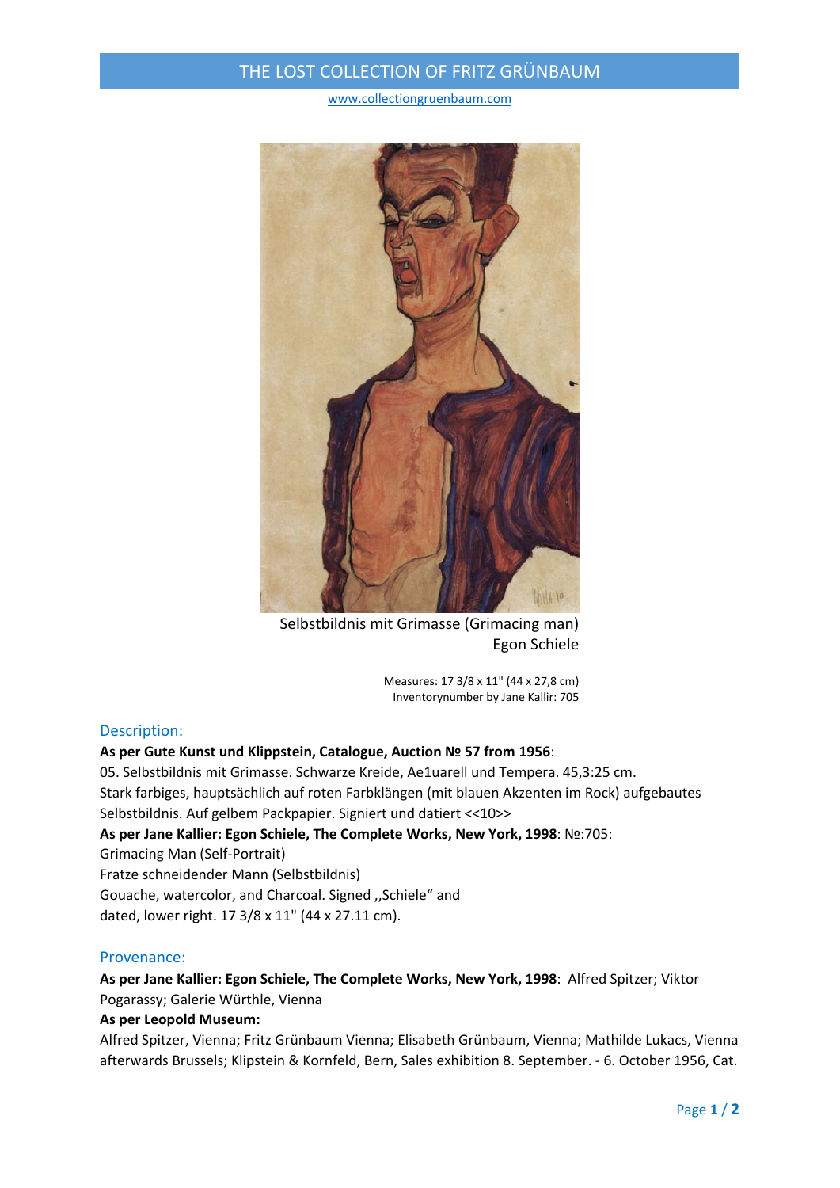# THE LOST COLLECTION OF FRITZ GRÜNBAUM

www.collectiongruenbaum.com

Selbstbildnis mit Grimasse (Grimacing man)
Egon Schiele

Measures: 17 3/8 x 11" (44 x 27,8 cm)
Inventorynumber by Jane Kallir: 705

## Description:

**As per Gute Kunst und Klippstein, Catalogue, Auction № 57 from 1956**:
05. Selbstbildnis mit Grimasse. Schwarze Kreide, Ae1uarell und Tempera. 45,3:25 cm.
Stark farbiges, hauptsächlich auf roten Farbklängen (mit blauen Akzenten im Rock) aufgebautes Selbstbildnis. Auf gelbem Packpapier. Signiert und datiert <<10>>

**As per Jane Kallier: Egon Schiele, The Complete Works, New York, 1998**: №:705:
Grimacing Man (Self-Portrait)
Fratze schneidender Mann (Selbstbildnis)
Gouache, watercolor, and Charcoal. Signed ,,Schiele“ and
dated, lower right. 17 3/8 x 11" (44 x 27.11 cm).

## Provenance:

**As per Jane Kallier: Egon Schiele, The Complete Works, New York, 1998**: Alfred Spitzer; Viktor Pogarassy; Galerie Würthle, Vienna

**As per Leopold Museum:**
Alfred Spitzer, Vienna; Fritz Grünbaum Vienna; Elisabeth Grünbaum, Vienna; Mathilde Lukacs, Vienna afterwards Brussels; Klipstein & Kornfeld, Bern, Sales exhibition 8. September. - 6. October 1956, Cat.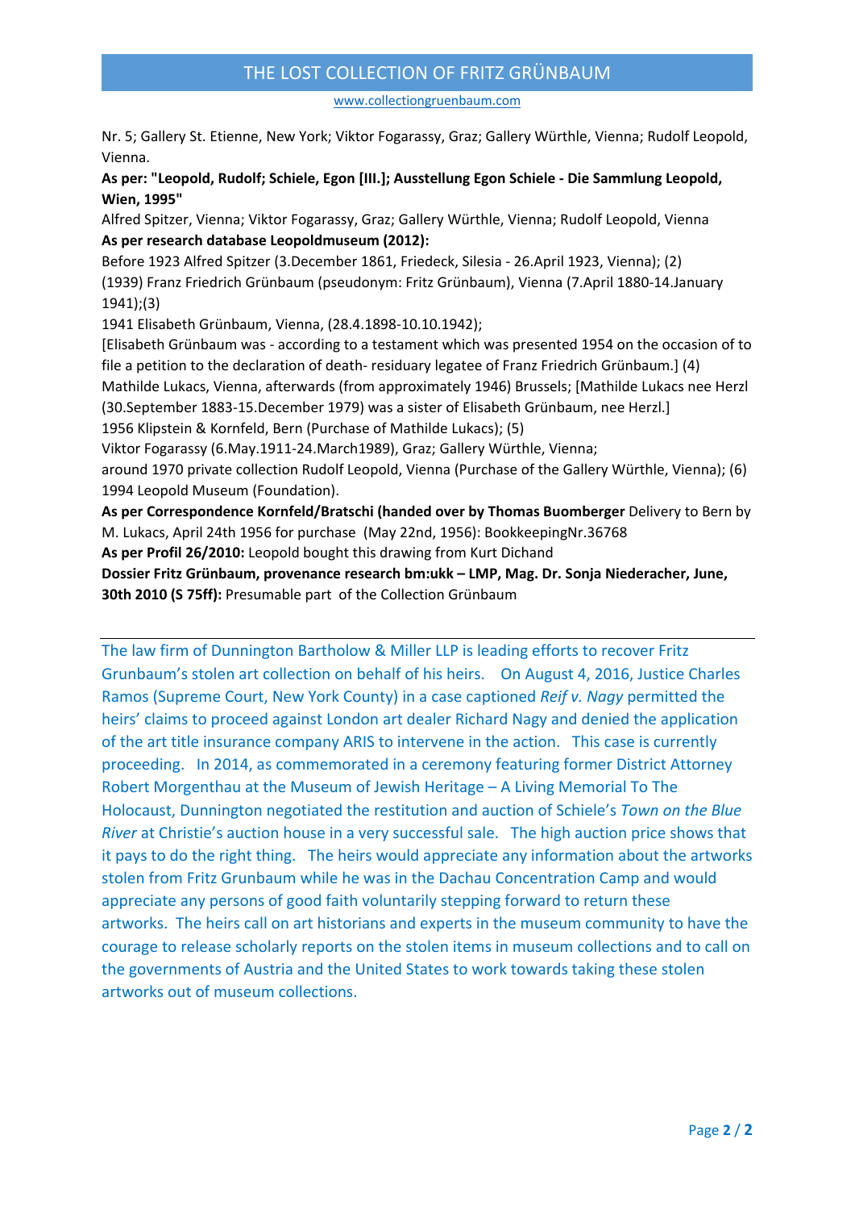Nr. 5; Gallery St. Etienne, New York; Viktor Fogarassy, Graz; Gallery Würthle, Vienna; Rudolf Leopold, Vienna.

**As per: "Leopold, Rudolf; Schiele, Egon [III.]; Ausstellung Egon Schiele - Die Sammlung Leopold, Wien, 1995"**

Alfred Spitzer, Vienna; Viktor Fogarassy, Graz; Gallery Würthle, Vienna; Rudolf Leopold, Vienna

**As per research database Leopoldmuseum (2012):**

Before 1923 Alfred Spitzer (3.December 1861, Friedeck, Silesia - 26.April 1923, Vienna); (2)

(1939) Franz Friedrich Grünbaum (pseudonym: Fritz Grünbaum), Vienna (7.April 1880-14.January 1941);(3)

1941 Elisabeth Grünbaum, Vienna, (28.4.1898-10.10.1942);

[Elisabeth Grünbaum was - according to a testament which was presented 1954 on the occasion of to file a petition to the declaration of death- residuary legatee of Franz Friedrich Grünbaum.] (4)

Mathilde Lukacs, Vienna, afterwards (from approximately 1946) Brussels; [Mathilde Lukacs nee Herzl (30.September 1883-15.December 1979) was a sister of Elisabeth Grünbaum, nee Herzl.]

1956 Klipstein & Kornfeld, Bern (Purchase of Mathilde Lukacs); (5)

Viktor Fogarassy (6.May.1911-24.March1989), Graz; Gallery Würthle, Vienna;

around 1970 private collection Rudolf Leopold, Vienna (Purchase of the Gallery Würthle, Vienna); (6)

1994 Leopold Museum (Foundation).

**As per Correspondence Kornfeld/Bratschi (handed over by Thomas Buomberger** Delivery to Bern by M. Lukacs, April 24th 1956 for purchase (May 22nd, 1956): BookkeepingNr.36768

**As per Profil 26/2010:** Leopold bought this drawing from Kurt Dichand

**Dossier Fritz Grünbaum, provenance research bm:ukk – LMP, Mag. Dr. Sonja Niederacher, June, 30th 2010 (S 75ff):** Presumable part of the Collection Grünbaum

---

The law firm of Dunnington Bartholow & Miller LLP is leading efforts to recover Fritz Grunbaum's stolen art collection on behalf of his heirs. On August 4, 2016, Justice Charles Ramos (Supreme Court, New York County) in a case captioned *Reif v. Nagy* permitted the heirs' claims to proceed against London art dealer Richard Nagy and denied the application of the art title insurance company ARIS to intervene in the action. This case is currently proceeding. In 2014, as commemorated in a ceremony featuring former District Attorney Robert Morgenthau at the Museum of Jewish Heritage – A Living Memorial To The Holocaust, Dunnington negotiated the restitution and auction of Schiele's *Town on the Blue River* at Christie's auction house in a very successful sale. The high auction price shows that it pays to do the right thing. The heirs would appreciate any information about the artworks stolen from Fritz Grunbaum while he was in the Dachau Concentration Camp and would appreciate any persons of good faith voluntarily stepping forward to return these artworks. The heirs call on art historians and experts in the museum community to have the courage to release scholarly reports on the stolen items in museum collections and to call on the governments of Austria and the United States to work towards taking these stolen artworks out of museum collections.